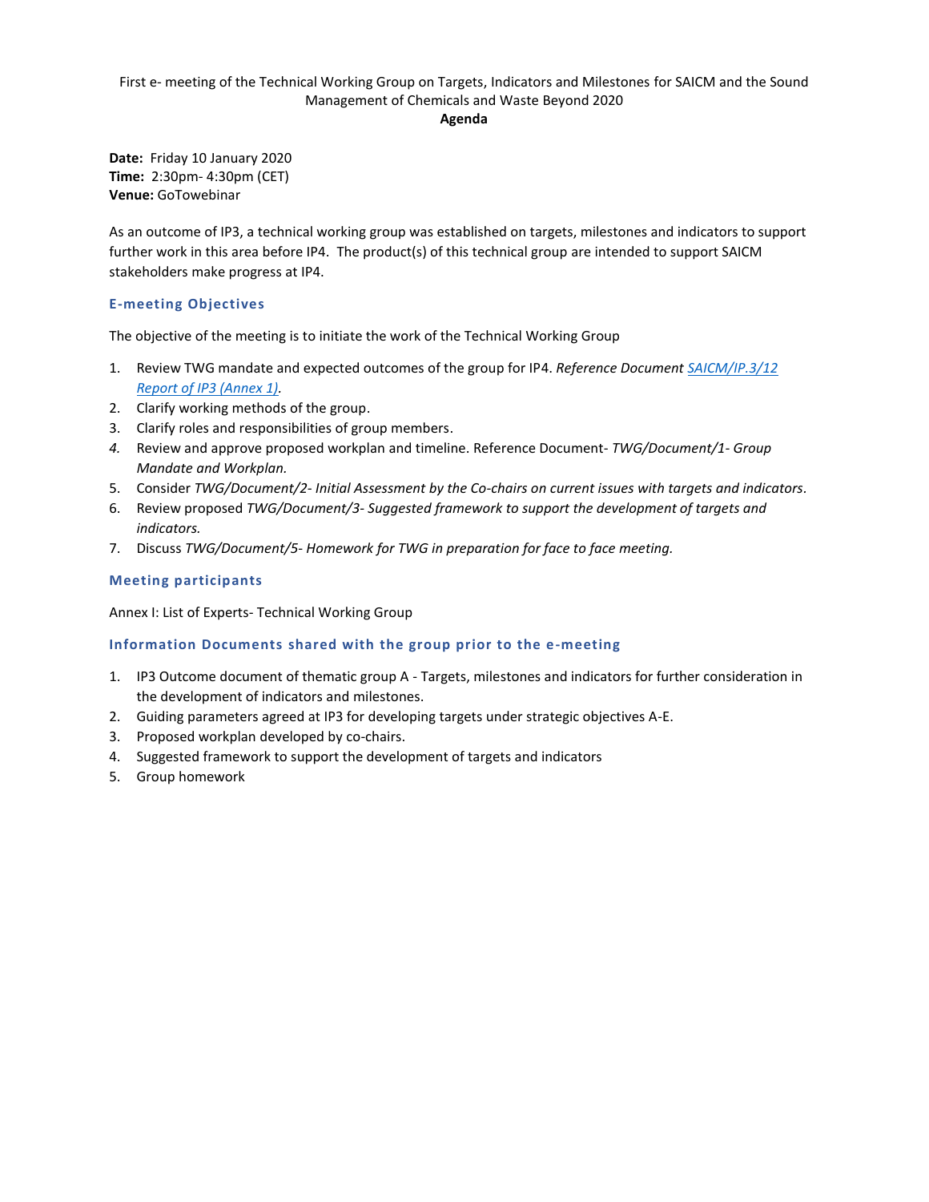First e- meeting of the Technical Working Group on Targets, Indicators and Milestones for SAICM and the Sound Management of Chemicals and Waste Beyond 2020

**Agenda**

**Date:** Friday 10 January 2020
**Time:** 2:30pm- 4:30pm (CET)
**Venue:** GoTowebinar

As an outcome of IP3, a technical working group was established on targets, milestones and indicators to support further work in this area before IP4. The product(s) of this technical group are intended to support SAICM stakeholders make progress at IP4.

### E-meeting Objectives

The objective of the meeting is to initiate the work of the Technical Working Group

1. Review TWG mandate and expected outcomes of the group for IP4. *Reference Document [SAICM/IP.3/12 Report of IP3 (Annex 1)](#).*
2. Clarify working methods of the group.
3. Clarify roles and responsibilities of group members.
4. Review and approve proposed workplan and timeline. Reference Document- *TWG/Document/1- Group Mandate and Workplan.*
5. Consider *TWG/Document/2- Initial Assessment by the Co-chairs on current issues with targets and indicators*.
6. Review proposed *TWG/Document/3- Suggested framework to support the development of targets and indicators.*
7. Discuss *TWG/Document/5- Homework for TWG in preparation for face to face meeting.*

### Meeting participants

Annex I: List of Experts- Technical Working Group

### Information Documents shared with the group prior to the e-meeting

1. IP3 Outcome document of thematic group A - Targets, milestones and indicators for further consideration in the development of indicators and milestones.
2. Guiding parameters agreed at IP3 for developing targets under strategic objectives A-E.
3. Proposed workplan developed by co-chairs.
4. Suggested framework to support the development of targets and indicators
5. Group homework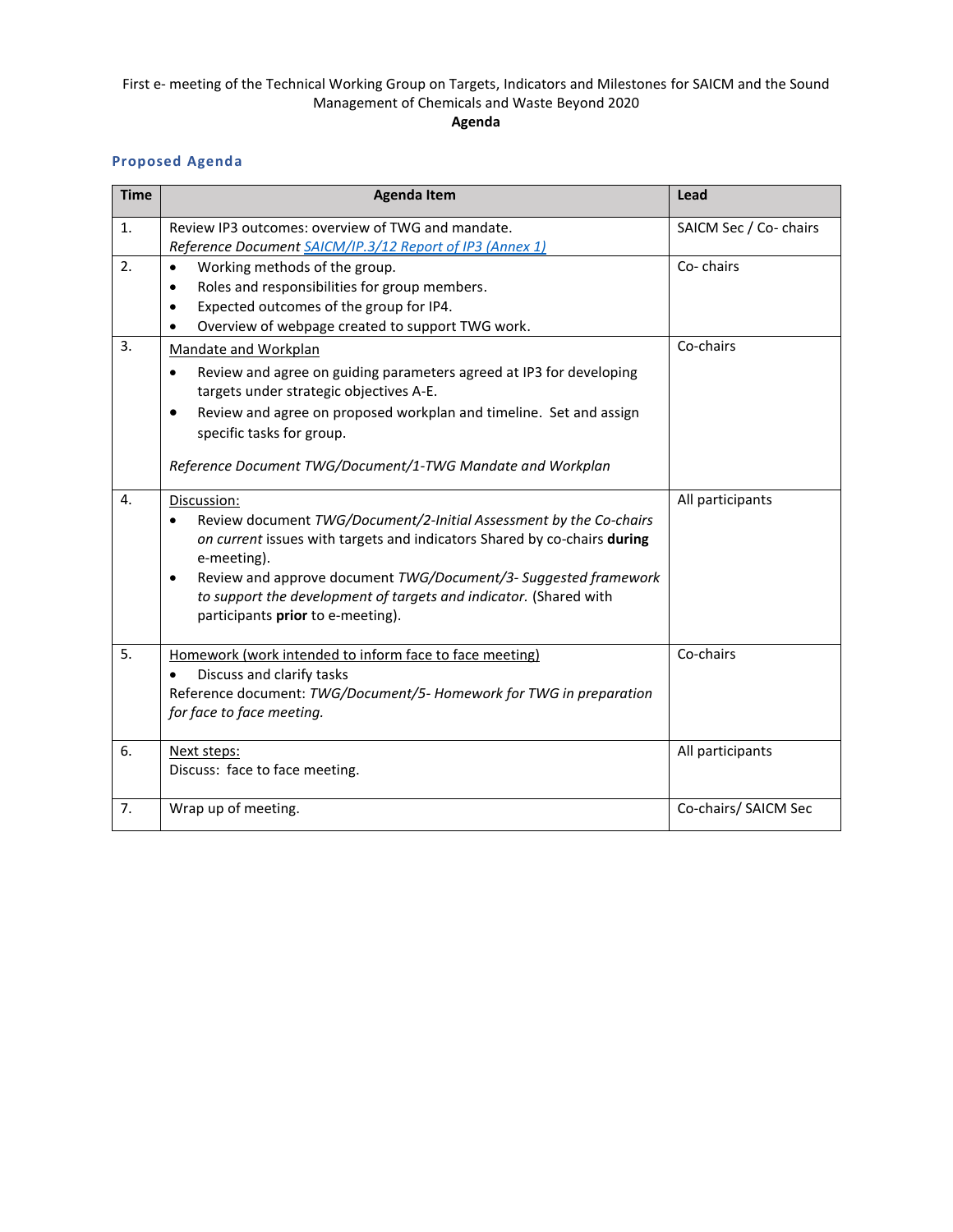First e- meeting of the Technical Working Group on Targets, Indicators and Milestones for SAICM and the Sound Management of Chemicals and Waste Beyond 2020

**Agenda**

## Proposed Agenda

| Time | Agenda Item | Lead |
|---|---|---|
| 1. | Review IP3 outcomes: overview of TWG and mandate.<br>*Reference Document [SAICM/IP.3/12 Report of IP3 (Annex 1)]* | SAICM Sec / Co- chairs |
| 2. | • Working methods of the group.<br>• Roles and responsibilities for group members.<br>• Expected outcomes of the group for IP4.<br>• Overview of webpage created to support TWG work. | Co- chairs |
| 3. | Mandate and Workplan<br>• Review and agree on guiding parameters agreed at IP3 for developing targets under strategic objectives A-E.<br>• Review and agree on proposed workplan and timeline. Set and assign specific tasks for group.<br><br>*Reference Document TWG/Document/1-TWG Mandate and Workplan* | Co-chairs |
| 4. | Discussion:<br>• Review document *TWG/Document/2-Initial Assessment by the Co-chairs on current* issues with targets and indicators Shared by co-chairs **during** e-meeting).<br>• Review and approve document *TWG/Document/3- Suggested framework to support the development of targets and indicator.* (Shared with participants **prior** to e-meeting). | All participants |
| 5. | Homework (work intended to inform face to face meeting)<br>• Discuss and clarify tasks<br>Reference document: *TWG/Document/5- Homework for TWG in preparation for face to face meeting.* | Co-chairs |
| 6. | Next steps:<br>Discuss: face to face meeting. | All participants |
| 7. | Wrap up of meeting. | Co-chairs/ SAICM Sec |